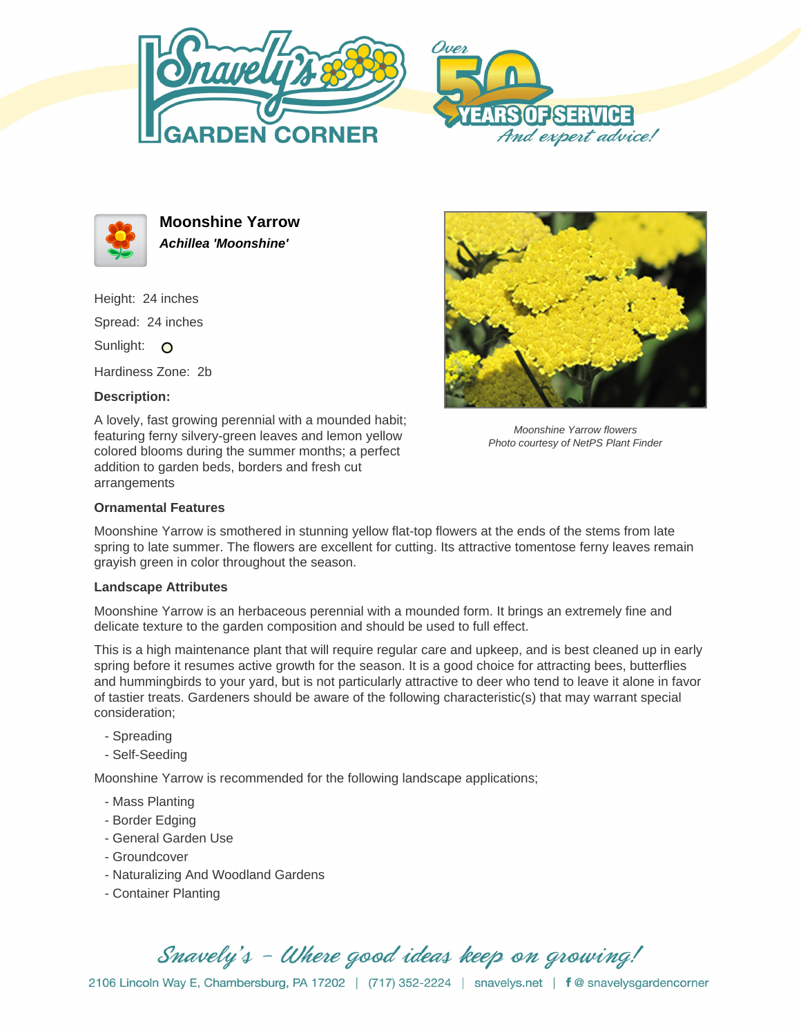# Moonshine Yarrow

***Achillea 'Moonshine'***

Height: 24 inches

Spread: 24 inches

Sunlight: O

Hardiness Zone: 2b

**Description:**

A lovely, fast growing perennial with a mounded habit; featuring ferny silvery-green leaves and lemon yellow colored blooms during the summer months; a perfect addition to garden beds, borders and fresh cut arrangements

*Moonshine Yarrow flowers*
*Photo courtesy of NetPS Plant Finder*

## Ornamental Features

Moonshine Yarrow is smothered in stunning yellow flat-top flowers at the ends of the stems from late spring to late summer. The flowers are excellent for cutting. Its attractive tomentose ferny leaves remain grayish green in color throughout the season.

## Landscape Attributes

Moonshine Yarrow is an herbaceous perennial with a mounded form. It brings an extremely fine and delicate texture to the garden composition and should be used to full effect.

This is a high maintenance plant that will require regular care and upkeep, and is best cleaned up in early spring before it resumes active growth for the season. It is a good choice for attracting bees, butterflies and hummingbirds to your yard, but is not particularly attractive to deer who tend to leave it alone in favor of tastier treats. Gardeners should be aware of the following characteristic(s) that may warrant special consideration;

- Spreading
- Self-Seeding

Moonshine Yarrow is recommended for the following landscape applications;

- Mass Planting
- Border Edging
- General Garden Use
- Groundcover
- Naturalizing And Woodland Gardens
- Container Planting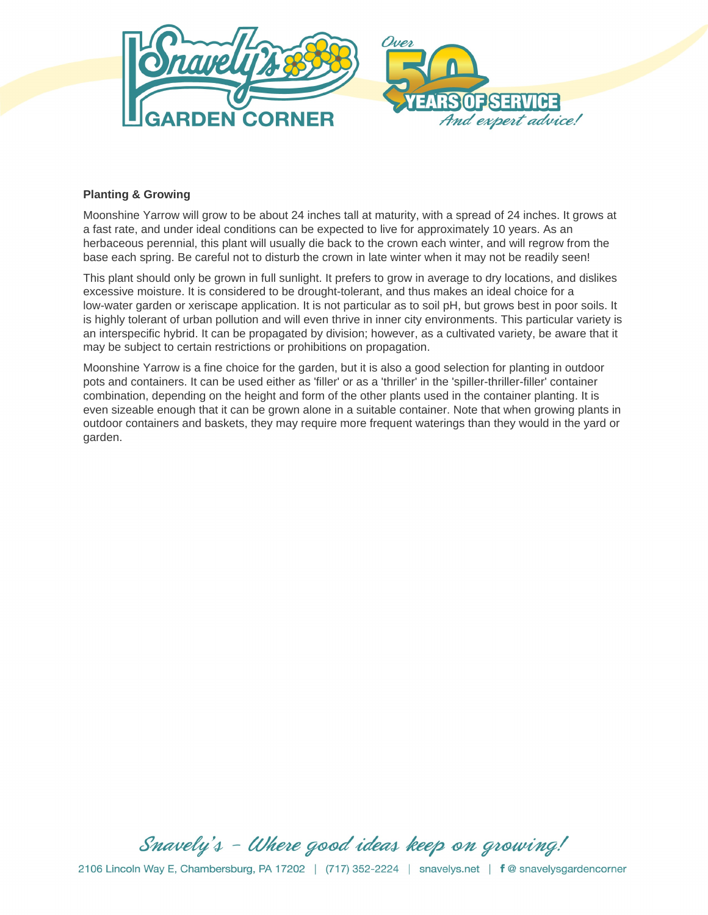**Planting & Growing**

Moonshine Yarrow will grow to be about 24 inches tall at maturity, with a spread of 24 inches. It grows at a fast rate, and under ideal conditions can be expected to live for approximately 10 years. As an herbaceous perennial, this plant will usually die back to the crown each winter, and will regrow from the base each spring. Be careful not to disturb the crown in late winter when it may not be readily seen!

This plant should only be grown in full sunlight. It prefers to grow in average to dry locations, and dislikes excessive moisture. It is considered to be drought-tolerant, and thus makes an ideal choice for a low-water garden or xeriscape application. It is not particular as to soil pH, but grows best in poor soils. It is highly tolerant of urban pollution and will even thrive in inner city environments. This particular variety is an interspecific hybrid. It can be propagated by division; however, as a cultivated variety, be aware that it may be subject to certain restrictions or prohibitions on propagation.

Moonshine Yarrow is a fine choice for the garden, but it is also a good selection for planting in outdoor pots and containers. It can be used either as 'filler' or as a 'thriller' in the 'spiller-thriller-filler' container combination, depending on the height and form of the other plants used in the container planting. It is even sizeable enough that it can be grown alone in a suitable container. Note that when growing plants in outdoor containers and baskets, they may require more frequent waterings than they would in the yard or garden.